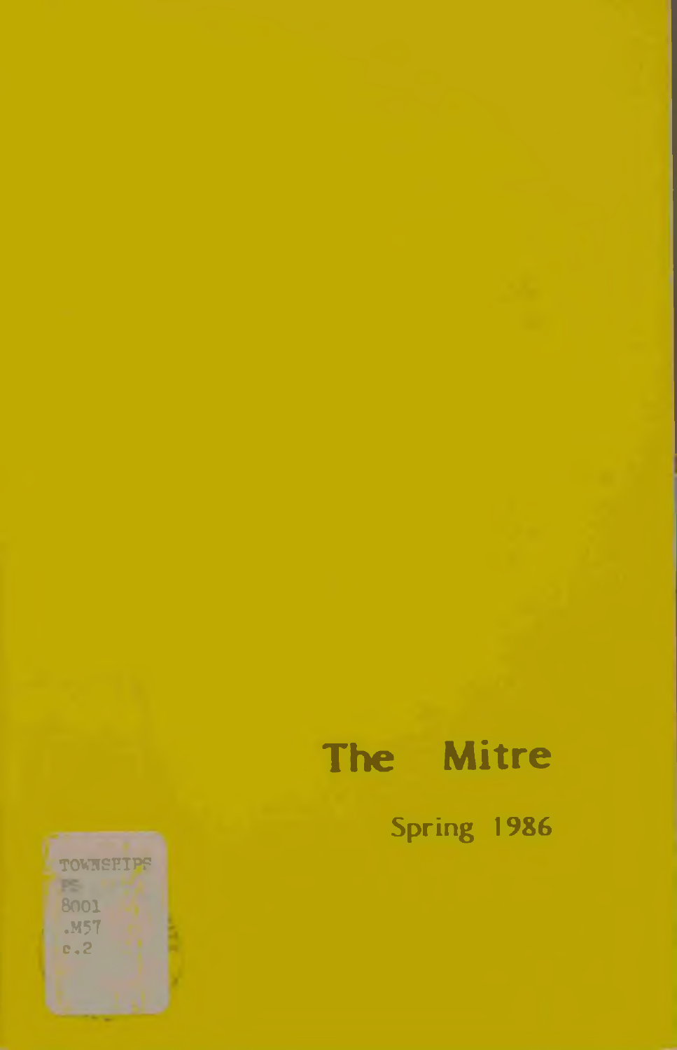# The Mitre

Spring 1986

TOWNSHIPS
PS
8001
.M57
c.2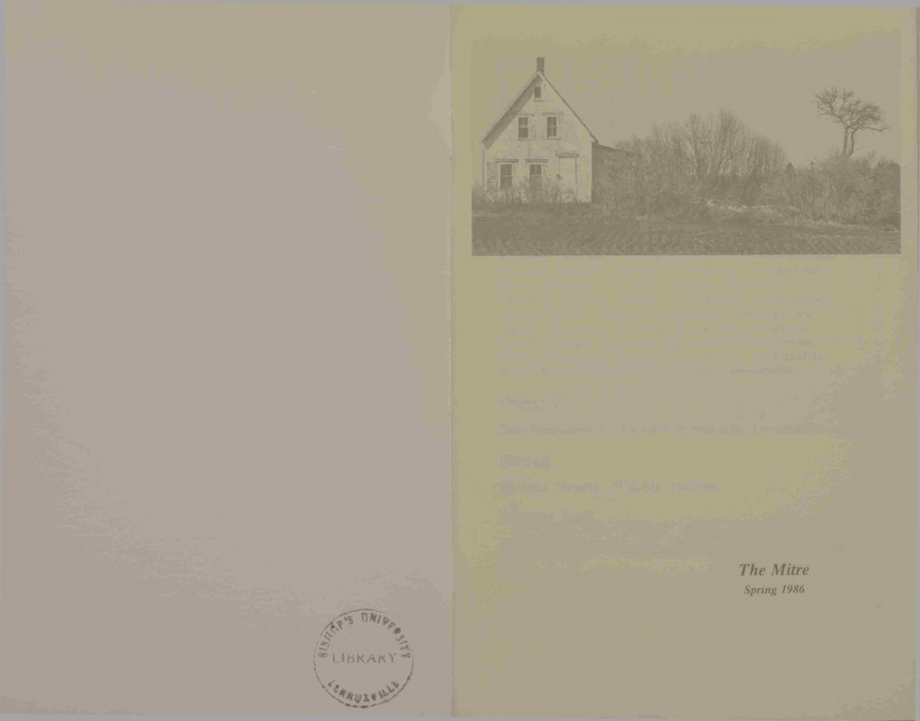*The Mitre*

*Spring 1986*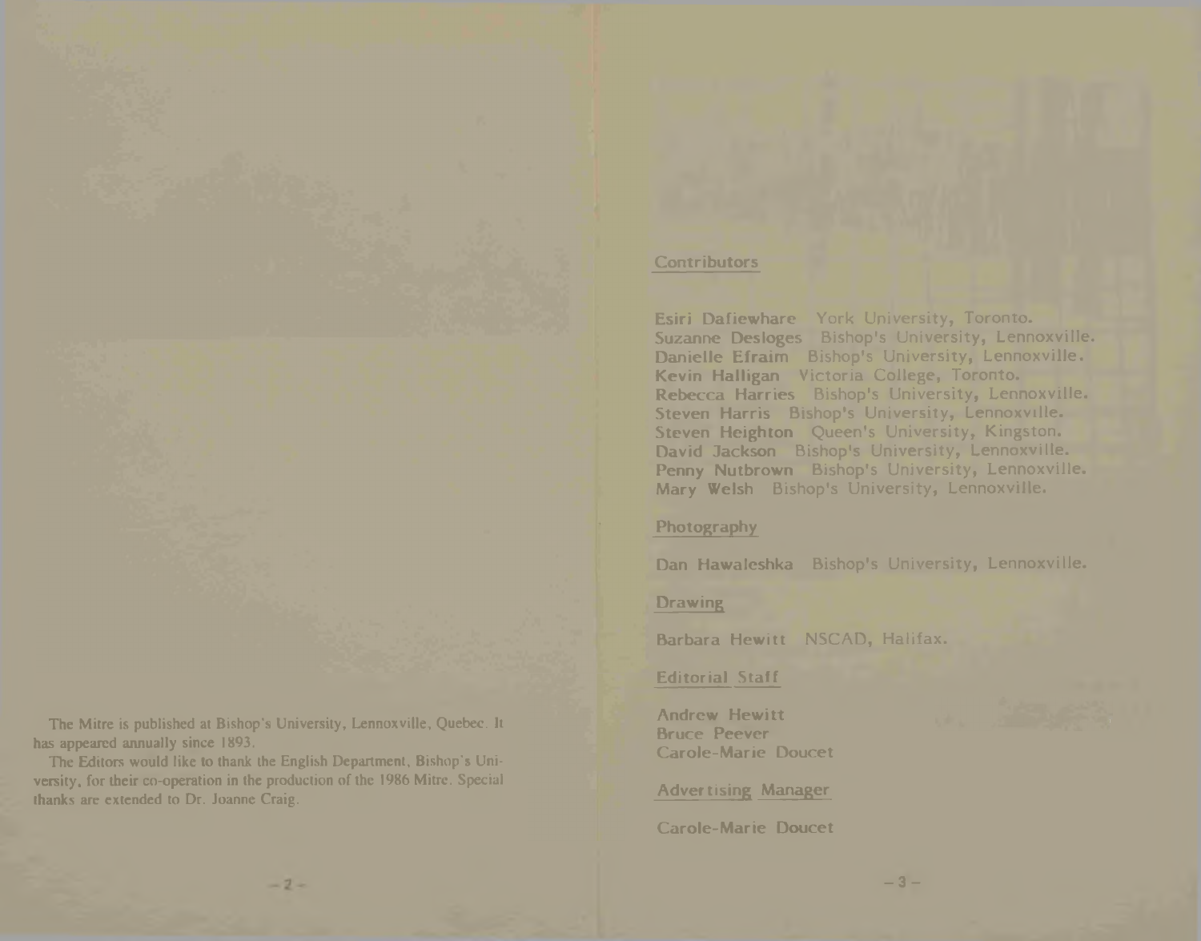The Mitre is published at Bishop's University, Lennoxville, Quebec. It has appeared annually since 1893.

The Editors would like to thank the English Department, Bishop's University, for their co-operation in the production of the 1986 Mitre. Special thanks are extended to Dr. Joanne Craig.

## Contributors

**Esiri Dafiewhare** York University, Toronto.
**Suzanne Desloges** Bishop's University, Lennoxville.
**Danielle Efraim** Bishop's University, Lennoxville.
**Kevin Halligan** Victoria College, Toronto.
**Rebecca Harries** Bishop's University, Lennoxville.
**Steven Harris** Bishop's University, Lennoxville.
**Steven Heighton** Queen's University, Kingston.
**David Jackson** Bishop's University, Lennoxville.
**Penny Nutbrown** Bishop's University, Lennoxville.
**Mary Welsh** Bishop's University, Lennoxville.

## Photography

**Dan Hawaleshka** Bishop's University, Lennoxville.

## Drawing

**Barbara Hewitt** NSCAD, Halifax.

## Editorial Staff

Andrew Hewitt
Bruce Peever
Carole-Marie Doucet

## Advertising Manager

Carole-Marie Doucet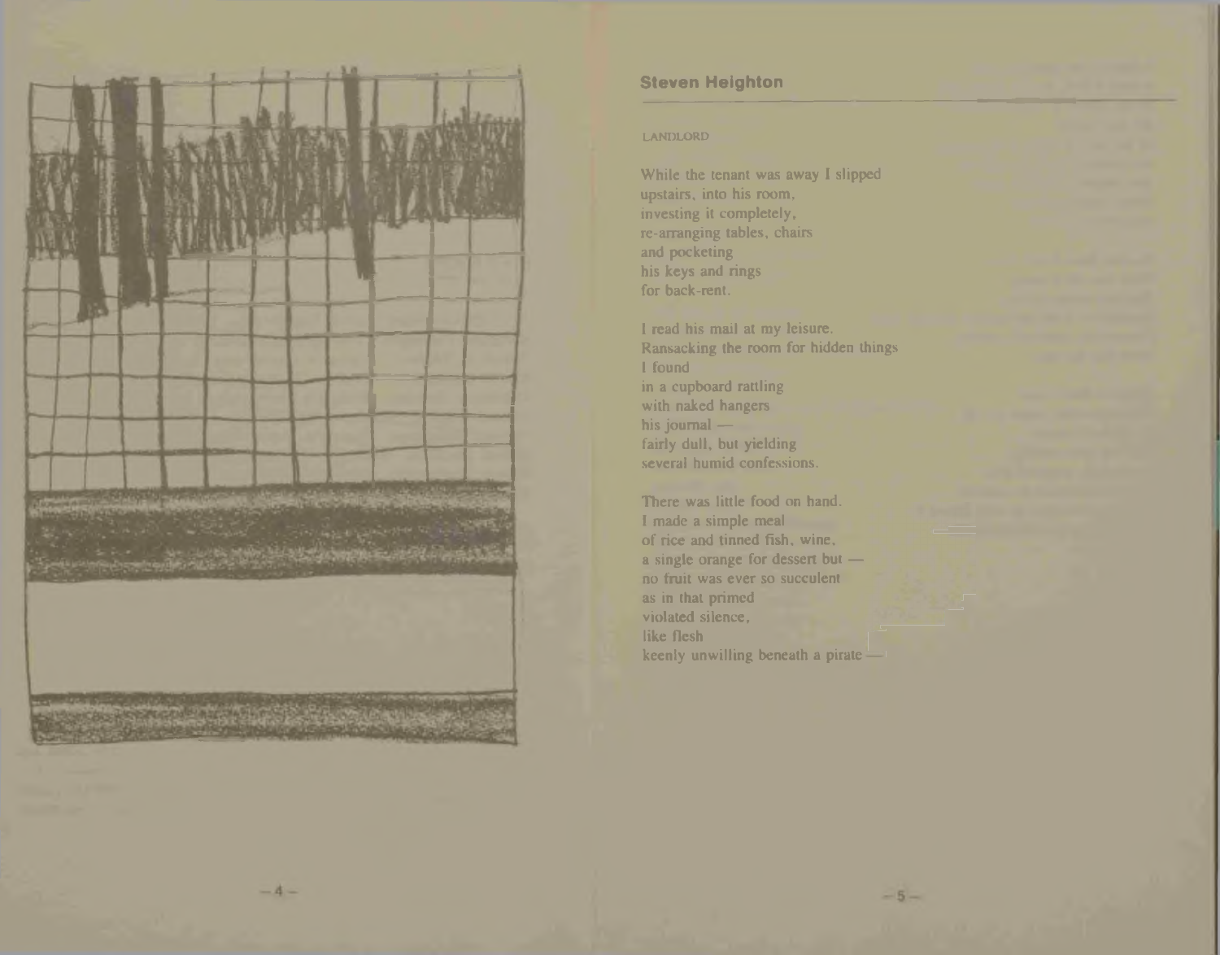## Steven Heighton

LANDLORD

While the tenant was away I slipped
upstairs, into his room,
investing it completely,
re-arranging tables, chairs
and pocketing
his keys and rings
for back-rent.

I read his mail at my leisure.
Ransacking the room for hidden things
I found
in a cupboard rattling
with naked hangers
his journal —
fairly dull, but yielding
several humid confessions.

There was little food on hand.
I made a simple meal
of rice and tinned fish, wine,
a single orange for dessert but —
no fruit was ever so succulent
as in that primed
violated silence,
like flesh
keenly unwilling beneath a pirate —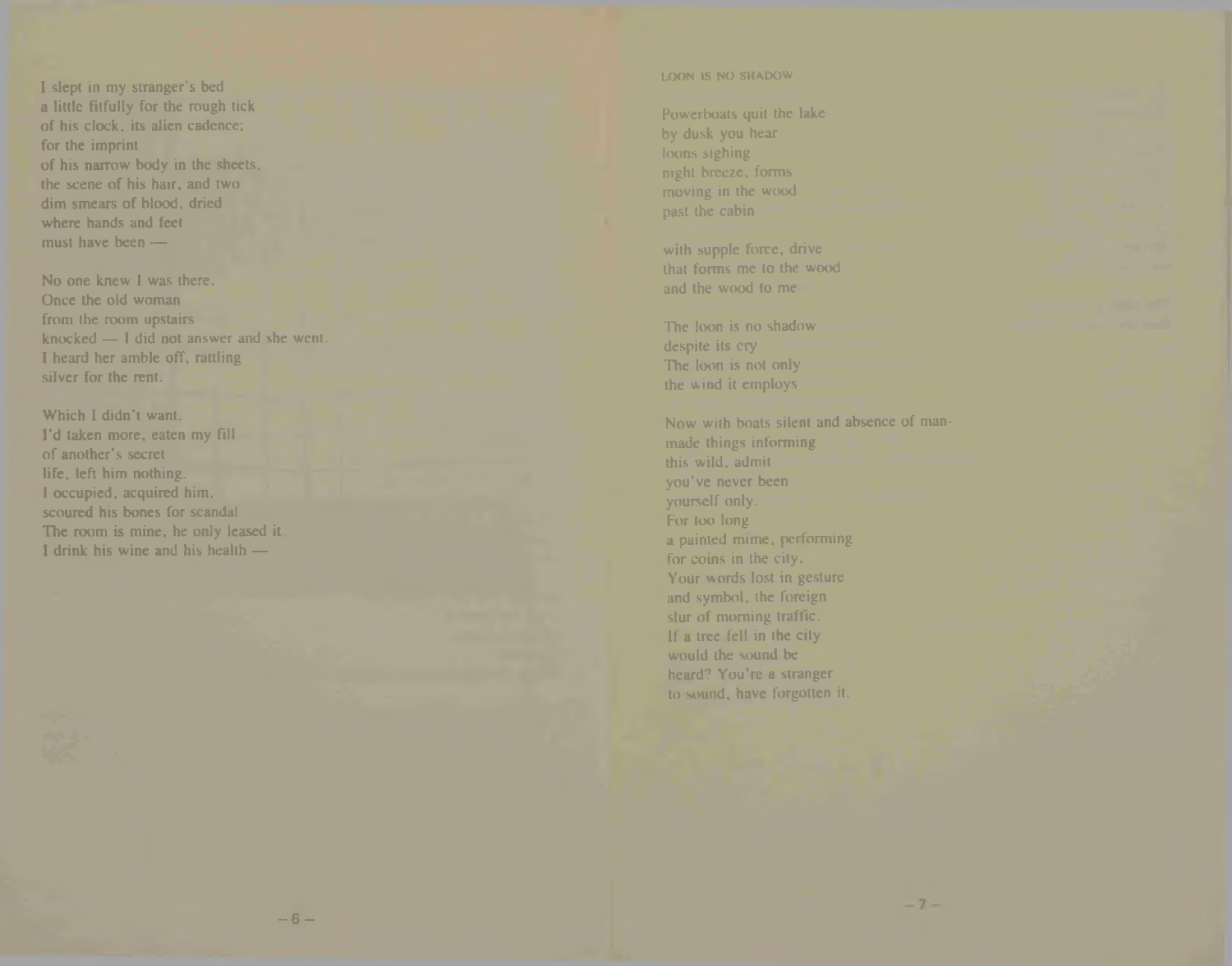I slept in my stranger's bed
a little fitfully for the rough tick
of his clock, its alien cadence;
for the imprint
of his narrow body in the sheets,
the scene of his hair, and two
dim smears of blood, dried
where hands and feet
must have been —

No one knew I was there.
Once the old woman
from the room upstairs
knocked — I did not answer and she went.
I heard her amble off, rattling
silver for the rent.

Which I didn't want.
I'd taken more, eaten my fill
of another's secret
life, left him nothing.
I occupied, acquired him,
scoured his bones for scandal
The room is mine, he only leased it
I drink his wine and his health —

## LOON IS NO SHADOW

Powerboats quit the lake
by dusk you hear
loons sighing
night breeze, forms
moving in the wood
past the cabin

with supple force, drive
that forms me to the wood
and the wood to me

The loon is no shadow
despite its cry
The loon is not only
the wind it employs

Now with boats silent and absence of man-
made things informing
this wild, admit
you've never been
yourself only.
For too long
a painted mime, performing
for coins in the city.
Your words lost in gesture
and symbol, the foreign
slur of morning traffic.
If a tree fell in the city
would the sound be
heard? You're a stranger
to sound, have forgotten it.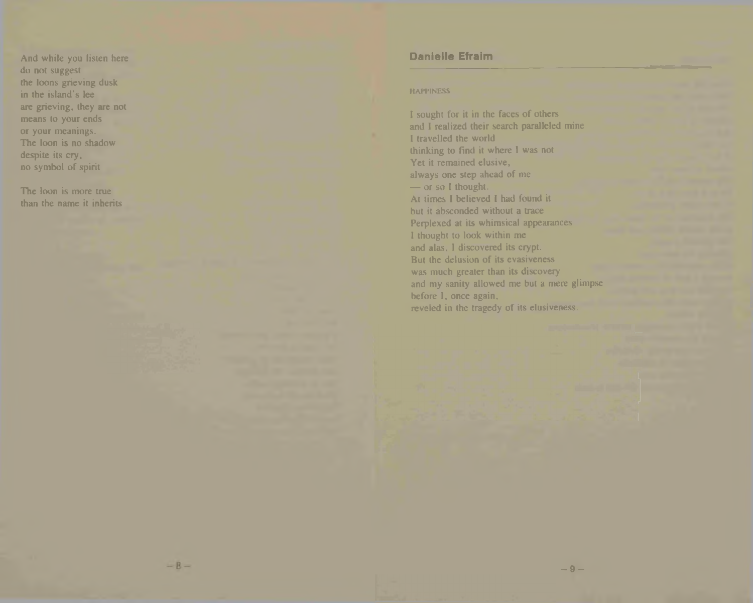And while you listen here
do not suggest
the loons grieving dusk
in the island's lee
are grieving, they are not
means to your ends
or your meanings.
The loon is no shadow
despite its cry,
no symbol of spirit

The loon is more true
than the name it inherits

## Danielle Efraim

HAPPINESS

I sought for it in the faces of others
and I realized their search paralleled mine
I travelled the world
thinking to find it where I was not
Yet it remained elusive,
always one step ahead of me
— or so I thought.
At times I believed I had found it
but it absconded without a trace
Perplexed at its whimsical appearances
I thought to look within me
and alas, I discovered its crypt.
But the delusion of its evasiveness
was much greater than its discovery
and my sanity allowed me but a mere glimpse
before I, once again,
reveled in the tragedy of its elusiveness.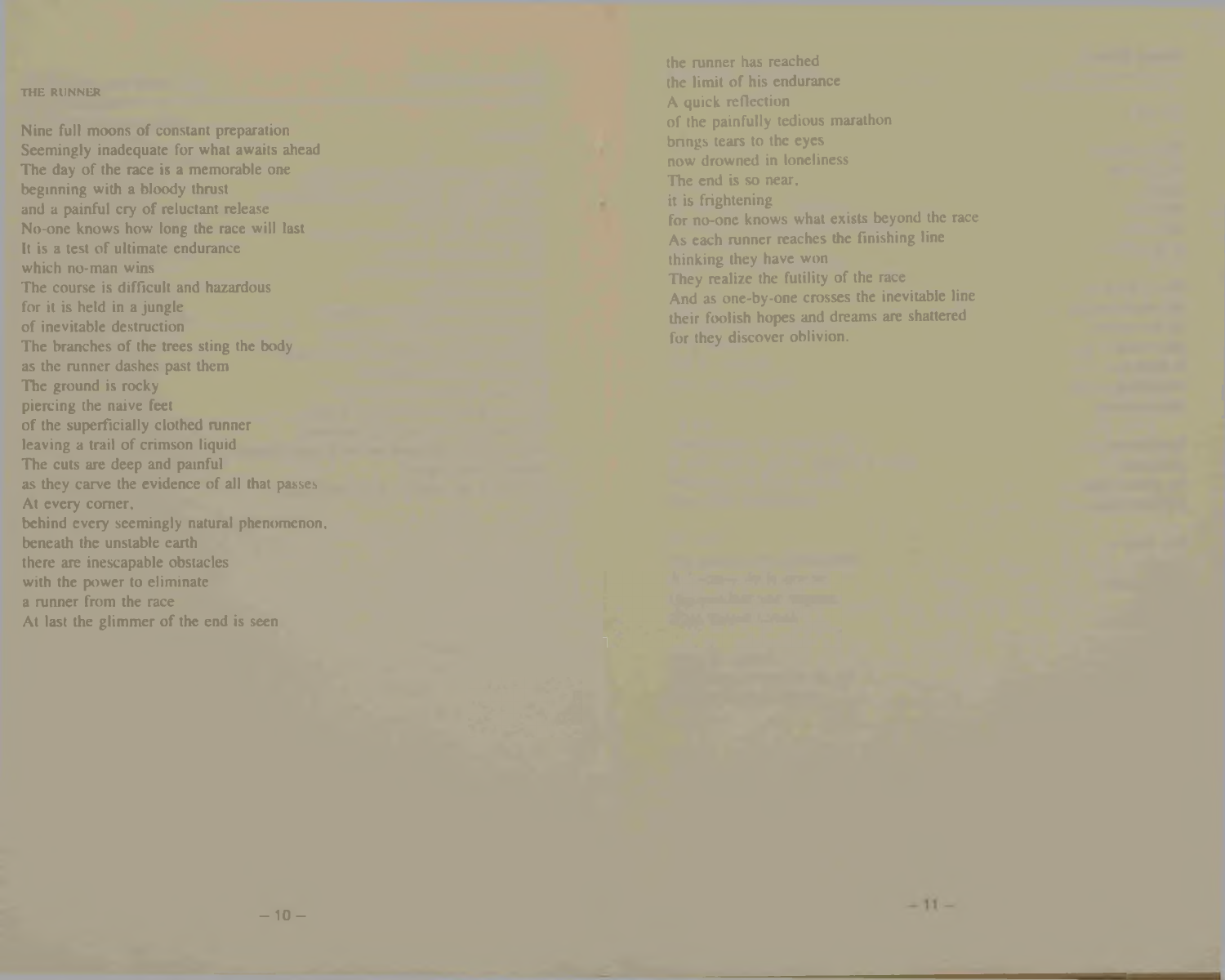## THE RUNNER

Nine full moons of constant preparation
Seemingly inadequate for what awaits ahead
The day of the race is a memorable one
beginning with a bloody thrust
and a painful cry of reluctant release
No-one knows how long the race will last
It is a test of ultimate endurance
which no-man wins
The course is difficult and hazardous
for it is held in a jungle
of inevitable destruction
The branches of the trees sting the body
as the runner dashes past them
The ground is rocky
piercing the naive feet
of the superficially clothed runner
leaving a trail of crimson liquid
The cuts are deep and painful
as they carve the evidence of all that passes
At every corner,
behind every seemingly natural phenomenon,
beneath the unstable earth
there are inescapable obstacles
with the power to eliminate
a runner from the race
At last the glimmer of the end is seen
the runner has reached
the limit of his endurance
A quick reflection
of the painfully tedious marathon
brings tears to the eyes
now drowned in loneliness
The end is so near,
it is frightening
for no-one knows what exists beyond the race
As each runner reaches the finishing line
thinking they have won
They realize the futility of the race
And as one-by-one crosses the inevitable line
their foolish hopes and dreams are shattered
for they discover oblivion.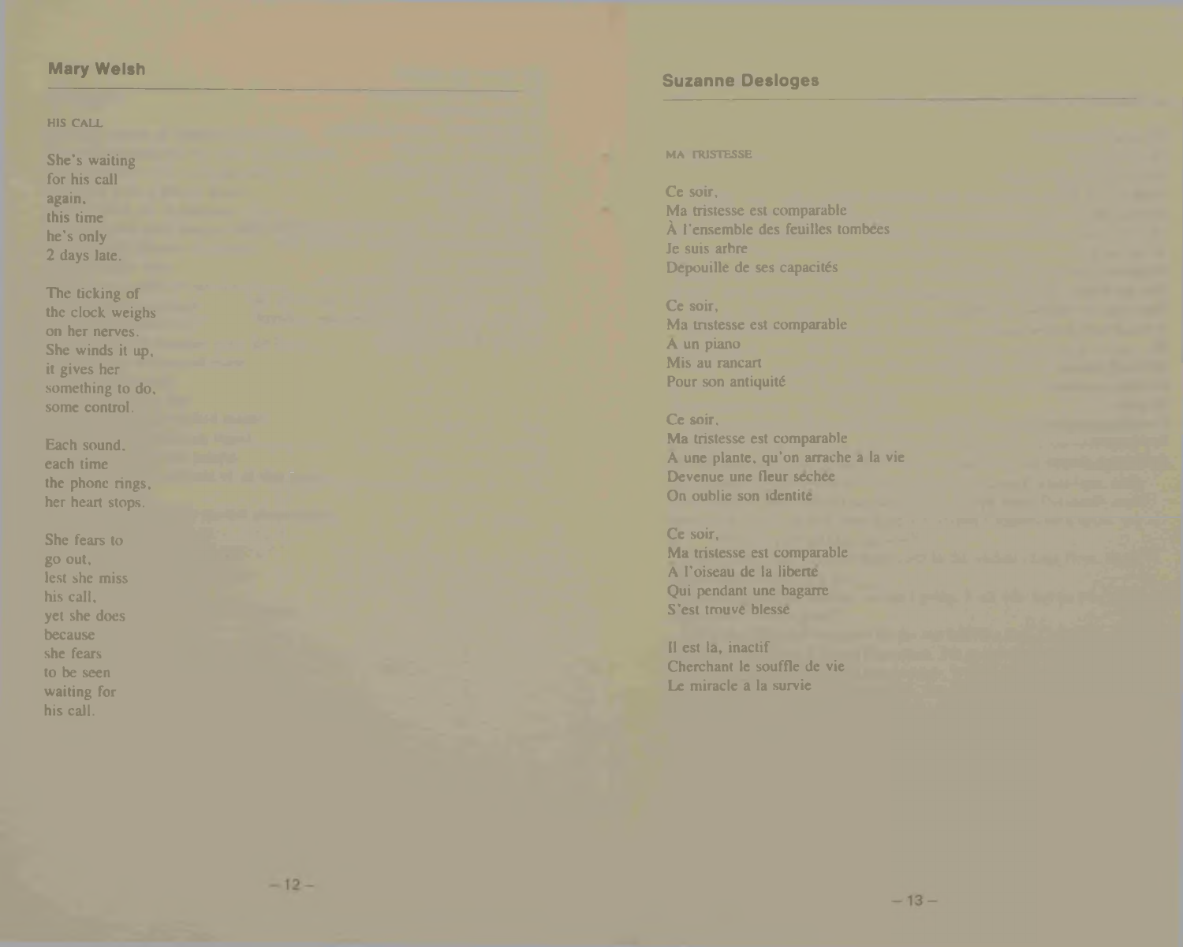## Mary Welsh

### HIS CALL

She's waiting  
for his call  
again,  
this time  
he's only  
2 days late.

The ticking of  
the clock weighs  
on her nerves.  
She winds it up,  
it gives her  
something to do,  
some control.

Each sound,  
each time  
the phone rings,  
her heart stops.

She fears to  
go out,  
lest she miss  
his call,  
yet she does  
because  
she fears  
to be seen  
waiting for  
his call.

## Suzanne Desloges

### MA TRISTESSE

Ce soir,  
Ma tristesse est comparable  
À l'ensemble des feuilles tombées  
Je suis arbre  
Dépouillé de ses capacités

Ce soir,  
Ma tristesse est comparable  
À un piano  
Mis au rancart  
Pour son antiquité

Ce soir,  
Ma tristesse est comparable  
À une plante, qu'on arrache à la vie  
Devenue une fleur séchée  
On oublie son identité

Ce soir,  
Ma tristesse est comparable  
À l'oiseau de la liberté  
Qui pendant une bagarre  
S'est trouvé blessé

Il est là, inactif  
Cherchant le souffle de vie  
Le miracle à la survie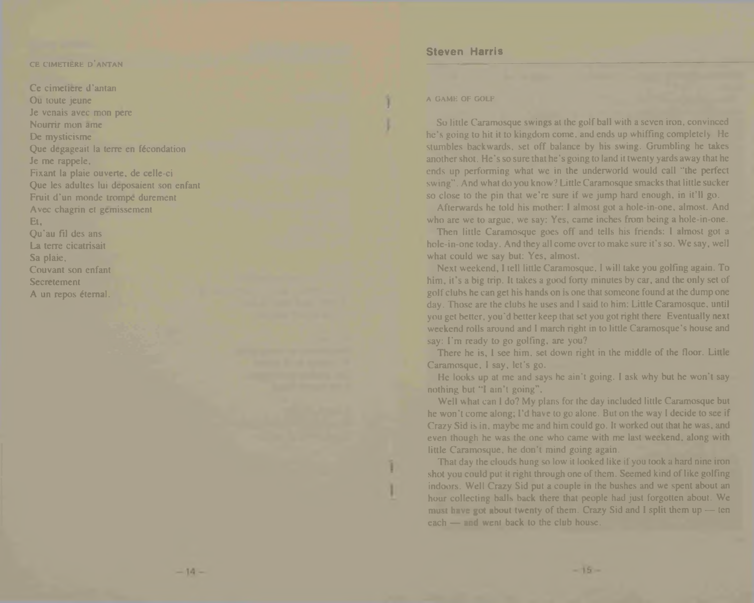### CE CIMETIÈRE D'ANTAN

Ce cimetière d'antan
Où toute jeune
Je venais avec mon pere
Nourrir mon âme
De mysticisme
Que dégageait la terre en fécondation
Je me rappele,
Fixant la plaie ouverte, de celle-ci
Que les adultes lui déposaient son enfant
Fruit d'un monde trompé durement
Avec chagrin et gémissement
Et,
Qu'au fil des ans
La terre cicatrisait
Sa plaie,
Couvant son enfant
Secretement
A un repos éternal.

## Steven Harris

### A GAME OF GOLF

So little Caramosque swings at the golf ball with a seven iron, convinced he's going to hit it to kingdom come, and ends up whiffing completely. He stumbles backwards, set off balance by his swing. Grumbling he takes another shot. He's so sure that he's going to land it twenty yards away that he ends up performing what we in the underworld would call "the perfect swing". And what do you know? Little Caramosque smacks that little sucker so close to the pin that we're sure if we jump hard enough, in it'll go.

Afterwards he told his mother: I almost got a hole-in-one, almost. And who are we to argue, we say: Yes, came inches from being a hole-in-one.

Then little Caramosque goes off and tells his friends: I almost got a hole-in-one today. And they all come over to make sure it's so. We say, well what could we say but: Yes, almost.

Next weekend, I tell little Caramosque, I will take you golfing again. To him, it's a big trip. It takes a good forty minutes by car, and the only set of golf clubs he can get his hands on is one that someone found at the dump one day. Those are the clubs he uses and I said to him: Little Caramosque, until you get better, you'd better keep that set you got right there. Eventually next weekend rolls around and I march right in to little Caramosque's house and say: I'm ready to go golfing, are you?

There he is, I see him, set down right in the middle of the floor. Little Caramosque, I say, let's go.

He looks up at me and says he ain't going. I ask why but he won't say nothing but "I ain't going".

Well what can I do? My plans for the day included little Caramosque but he won't come along; I'd have to go alone. But on the way I decide to see if Crazy Sid is in, maybe me and him could go. It worked out that he was, and even though he was the one who came with me last weekend, along with little Caramosque, he don't mind going again.

That day the clouds hung so low it looked like if you took a hard nine iron shot you could put it right through one of them. Seemed kind of like golfing indoors. Well Crazy Sid put a couple in the bushes and we spent about an hour collecting balls back there that people had just forgotten about. We must have got about twenty of them. Crazy Sid and I split them up — ten each — and went back to the club house.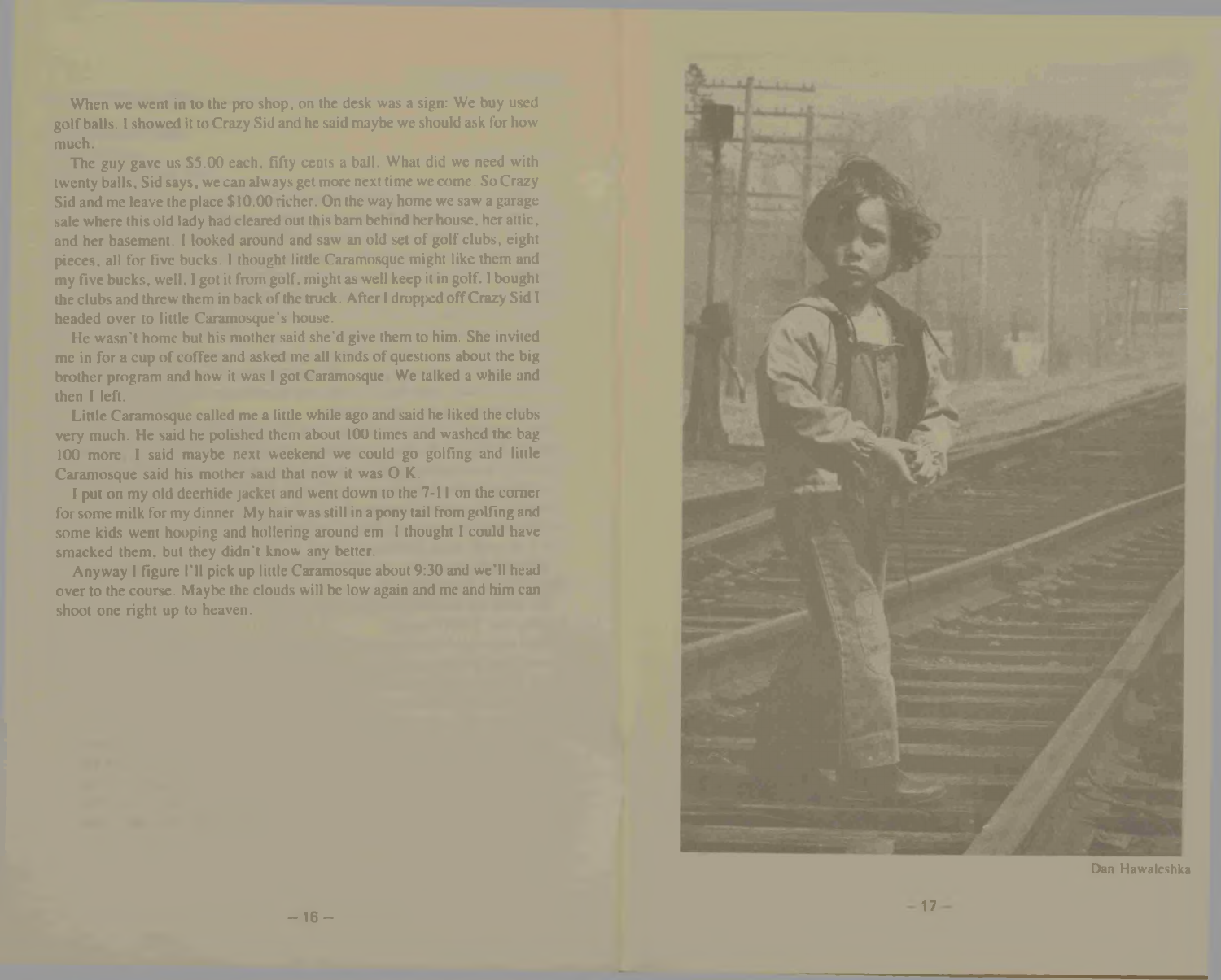When we went in to the pro shop, on the desk was a sign: We buy used golf balls. I showed it to Crazy Sid and he said maybe we should ask for how much.

The guy gave us $5.00 each, fifty cents a ball. What did we need with twenty balls, Sid says, we can always get more next time we come. So Crazy Sid and me leave the place $10.00 richer. On the way home we saw a garage sale where this old lady had cleared out this barn behind her house, her attic, and her basement. I looked around and saw an old set of golf clubs, eight pieces, all for five bucks. I thought little Caramosque might like them and my five bucks, well, I got it from golf, might as well keep it in golf. I bought the clubs and threw them in back of the truck. After I dropped off Crazy Sid I headed over to little Caramosque's house.

He wasn't home but his mother said she'd give them to him. She invited me in for a cup of coffee and asked me all kinds of questions about the big brother program and how it was I got Caramosque. We talked a while and then I left.

Little Caramosque called me a little while ago and said he liked the clubs very much. He said he polished them about 100 times and washed the bag 100 more. I said maybe next weekend we could go golfing and little Caramosque said his mother said that now it was O.K.

I put on my old deerhide jacket and went down to the 7-11 on the corner for some milk for my dinner. My hair was still in a pony tail from golfing and some kids went hooping and hollering around em. I thought I could have smacked them, but they didn't know any better.

Anyway I figure I'll pick up little Caramosque about 9:30 and we'll head over to the course. Maybe the clouds will be low again and me and him can shoot one right up to heaven.

Dan Hawaleshka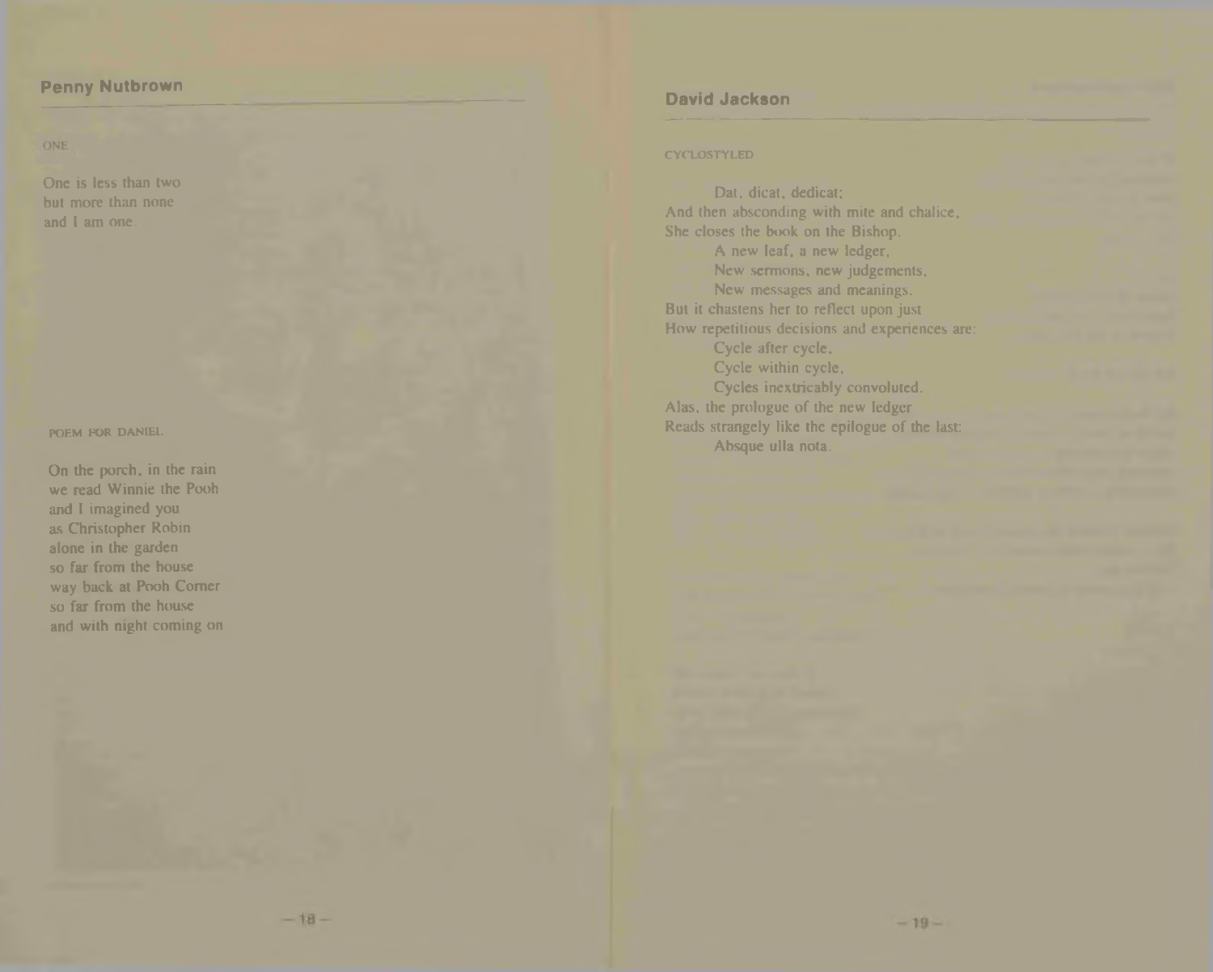## Penny Nutbrown

### ONE

One is less than two
but more than none
and I am one.

### POEM FOR DANIEL

On the porch, in the rain
we read Winnie the Pooh
and I imagined you
as Christopher Robin
alone in the garden
so far from the house
way back at Pooh Corner
so far from the house
and with night coming on

## David Jackson

### CYCLOSTYLED

Dat, dicat, dedicat;
And then absconding with mite and chalice,
She closes the book on the Bishop.
A new leaf, a new ledger,
New sermons, new judgements,
New messages and meanings.
But it chastens her to reflect upon just
How repetitious decisions and experiences are:
Cycle after cycle,
Cycle within cycle,
Cycles inextricably convoluted.
Alas, the prologue of the new ledger
Reads strangely like the epilogue of the last:
Absque ulla nota.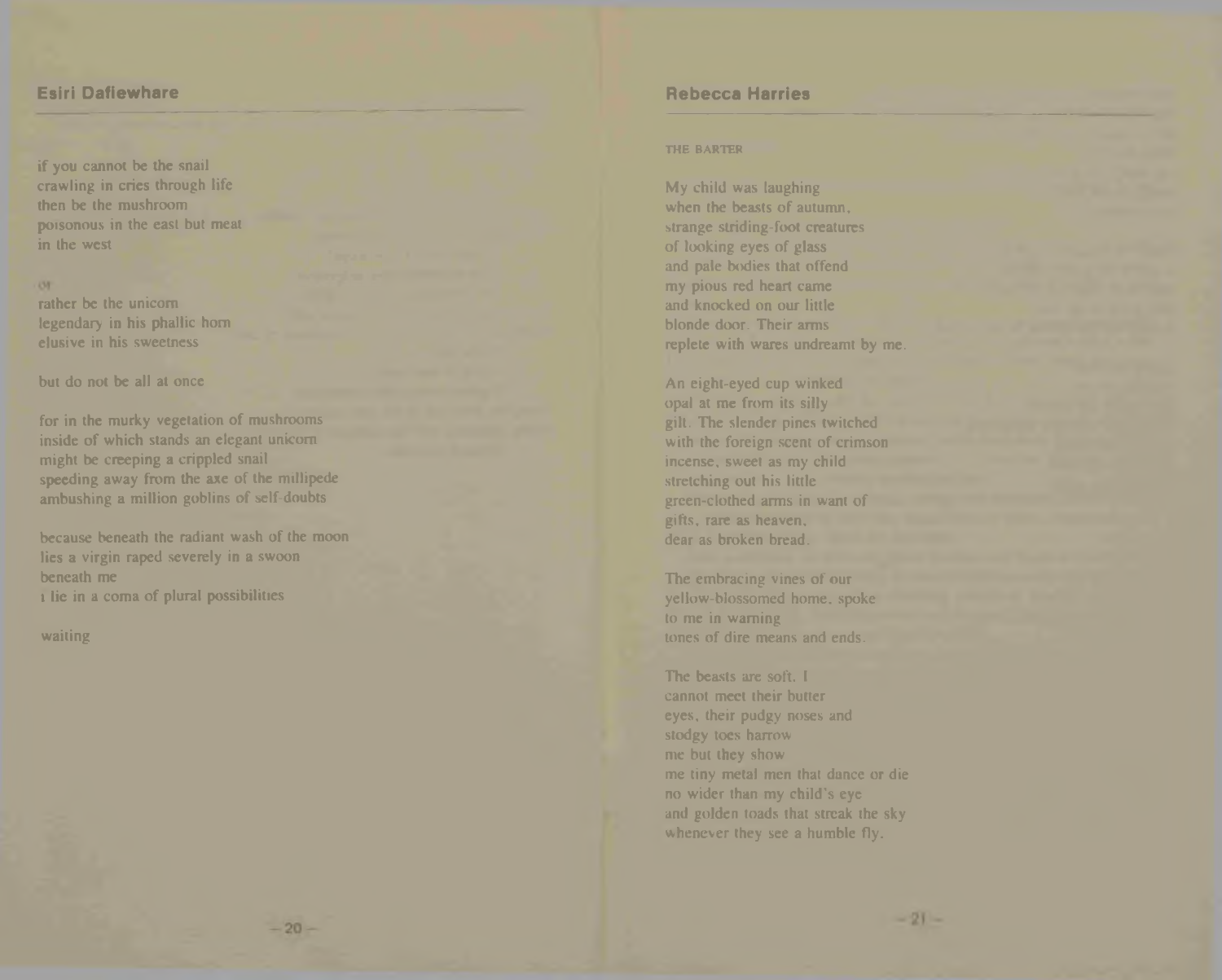## Esiri Dafiewhare

if you cannot be the snail
crawling in cries through life
then be the mushroom
poisonous in the east but meat
in the west

or
rather be the unicorn
legendary in his phallic horn
elusive in his sweetness

but do not be all at once

for in the murky vegetation of mushrooms
inside of which stands an elegant unicorn
might be creeping a crippled snail
speeding away from the axe of the millipede
ambushing a million goblins of self-doubts

because beneath the radiant wash of the moon
lies a virgin raped severely in a swoon
beneath me
i lie in a coma of plural possibilities

waiting

## Rebecca Harries

### THE BARTER

My child was laughing
when the beasts of autumn,
strange striding-foot creatures
of looking eyes of glass
and pale bodies that offend
my pious red heart came
and knocked on our little
blonde door. Their arms
replete with wares undreamt by me.

An eight-eyed cup winked
opal at me from its silly
gilt. The slender pines twitched
with the foreign scent of crimson
incense, sweet as my child
stretching out his little
green-clothed arms in want of
gifts, rare as heaven,
dear as broken bread.

The embracing vines of our
yellow-blossomed home, spoke
to me in warning
tones of dire means and ends.

The beasts are soft. I
cannot meet their butter
eyes, their pudgy noses and
stodgy toes harrow
me but they show
me tiny metal men that dance or die
no wider than my child's eye
and golden toads that streak the sky
whenever they see a humble fly.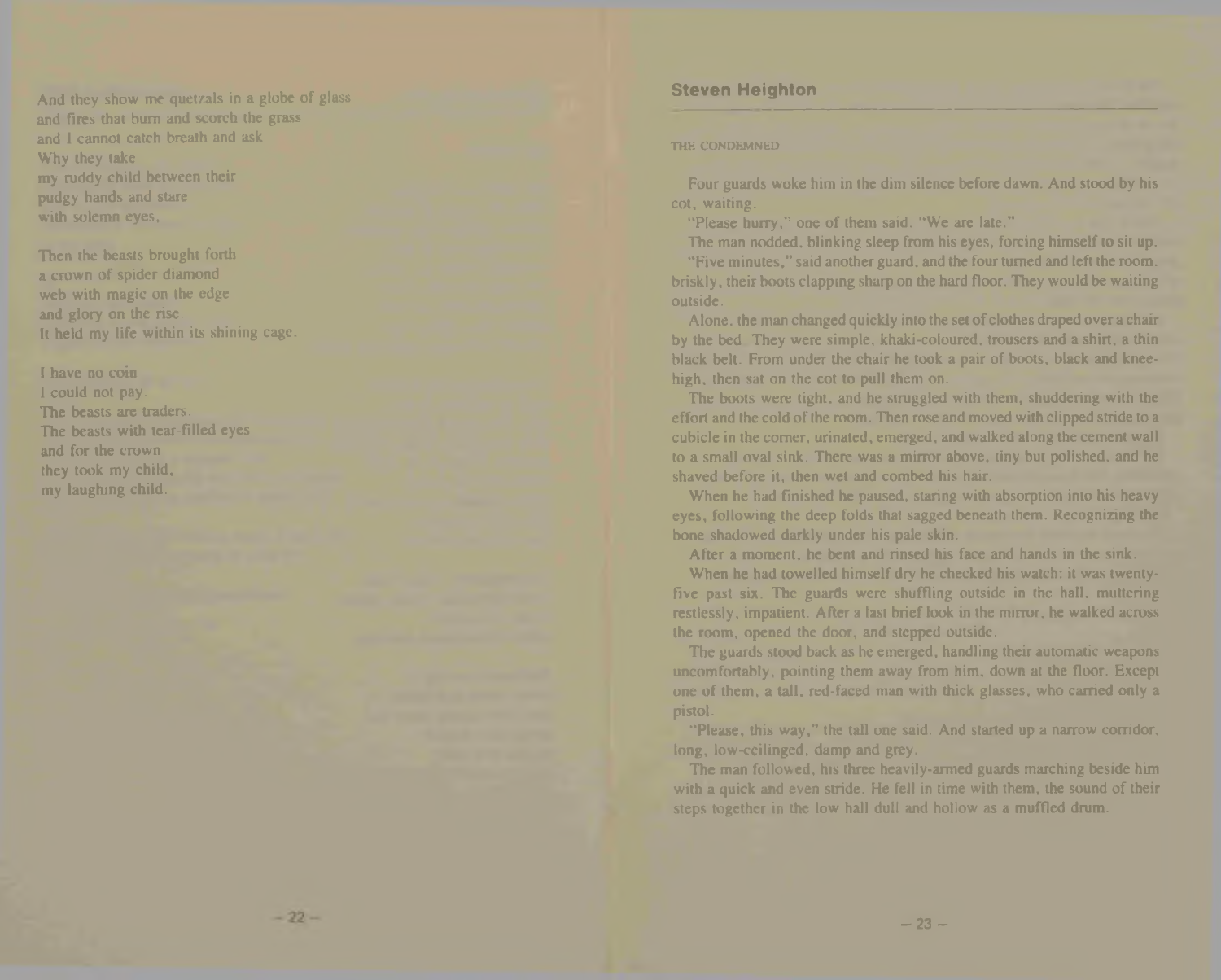And they show me quetzals in a globe of glass
and fires that burn and scorch the grass
and I cannot catch breath and ask
Why they take
my ruddy child between their
pudgy hands and stare
with solemn eyes,

Then the beasts brought forth
a crown of spider diamond
web with magic on the edge
and glory on the rise.
It held my life within its shining cage.

I have no coin
I could not pay.
The beasts are traders.
The beasts with tear-filled eyes
and for the crown
they took my child,
my laughing child.

## Steven Heighton

### THE CONDEMNED

Four guards woke him in the dim silence before dawn. And stood by his cot, waiting.

"Please hurry," one of them said. "We are late."

The man nodded, blinking sleep from his eyes, forcing himself to sit up.

"Five minutes," said another guard, and the four turned and left the room, briskly, their boots clapping sharp on the hard floor. They would be waiting outside.

Alone, the man changed quickly into the set of clothes draped over a chair by the bed. They were simple, khaki-coloured, trousers and a shirt, a thin black belt. From under the chair he took a pair of boots, black and knee-high, then sat on the cot to pull them on.

The boots were tight, and he struggled with them, shuddering with the effort and the cold of the room. Then rose and moved with clipped stride to a cubicle in the corner, urinated, emerged, and walked along the cement wall to a small oval sink. There was a mirror above, tiny but polished, and he shaved before it, then wet and combed his hair.

When he had finished he paused, staring with absorption into his heavy eyes, following the deep folds that sagged beneath them. Recognizing the bone shadowed darkly under his pale skin.

After a moment, he bent and rinsed his face and hands in the sink.

When he had towelled himself dry he checked his watch: it was twenty-five past six. The guards were shuffling outside in the hall, muttering restlessly, impatient. After a last brief look in the mirror, he walked across the room, opened the door, and stepped outside.

The guards stood back as he emerged, handling their automatic weapons uncomfortably, pointing them away from him, down at the floor. Except one of them, a tall, red-faced man with thick glasses, who carried only a pistol.

"Please, this way," the tall one said. And started up a narrow corridor, long, low-ceilinged, damp and grey.

The man followed, his three heavily-armed guards marching beside him with a quick and even stride. He fell in time with them, the sound of their steps together in the low hall dull and hollow as a muffled drum.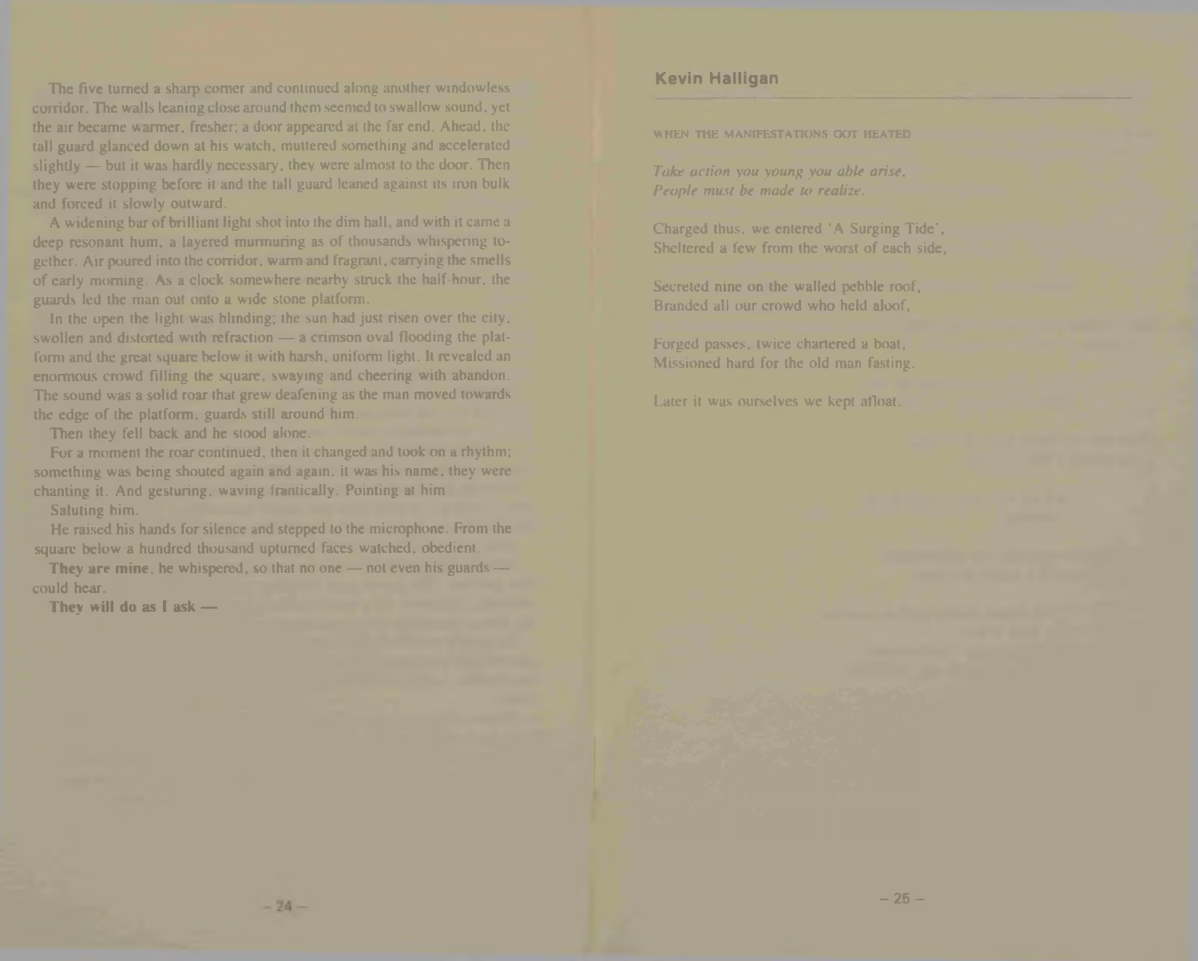The five turned a sharp corner and continued along another windowless corridor. The walls leaning close around them seemed to swallow sound, yet the air became warmer, fresher; a door appeared at the far end. Ahead, the tall guard glanced down at his watch, muttered something and accelerated slightly — but it was hardly necessary, they were almost to the door. Then they were stopping before it and the tall guard leaned against its iron bulk and forced it slowly outward.

A widening bar of brilliant light shot into the dim hall, and with it came a deep resonant hum, a layered murmuring as of thousands whispering together. Air poured into the corridor, warm and fragrant, carrying the smells of early morning. As a clock somewhere nearby struck the half-hour, the guards led the man out onto a wide stone platform.

In the open the light was blinding; the sun had just risen over the city, swollen and distorted with refraction — a crimson oval flooding the platform and the great square below it with harsh, uniform light. It revealed an enormous crowd filling the square, swaying and cheering with abandon. The sound was a solid roar that grew deafening as the man moved towards the edge of the platform, guards still around him.

Then they fell back and he stood alone.

For a moment the roar continued, then it changed and took on a rhythm; something was being shouted again and again, it was his name, they were chanting it. And gesturing, waving frantically. Pointing at him.

Saluting him.

He raised his hands for silence and stepped to the microphone. From the square below a hundred thousand upturned faces watched, obedient.

**They are mine**, he whispered, so that no one — not even his guards — could hear.

**They will do as I ask —**

## Kevin Halligan

### WHEN THE MANIFESTATIONS GOT HEATED

*Take action you young you able arise,*
*People must be made to realize.*

Charged thus, we entered 'A Surging Tide',
Sheltered a few from the worst of each side,

Secreted nine on the walled pebble roof,
Branded all our crowd who held aloof,

Forged passes, twice chartered a boat,
Missioned hard for the old man fasting.

Later it was ourselves we kept afloat.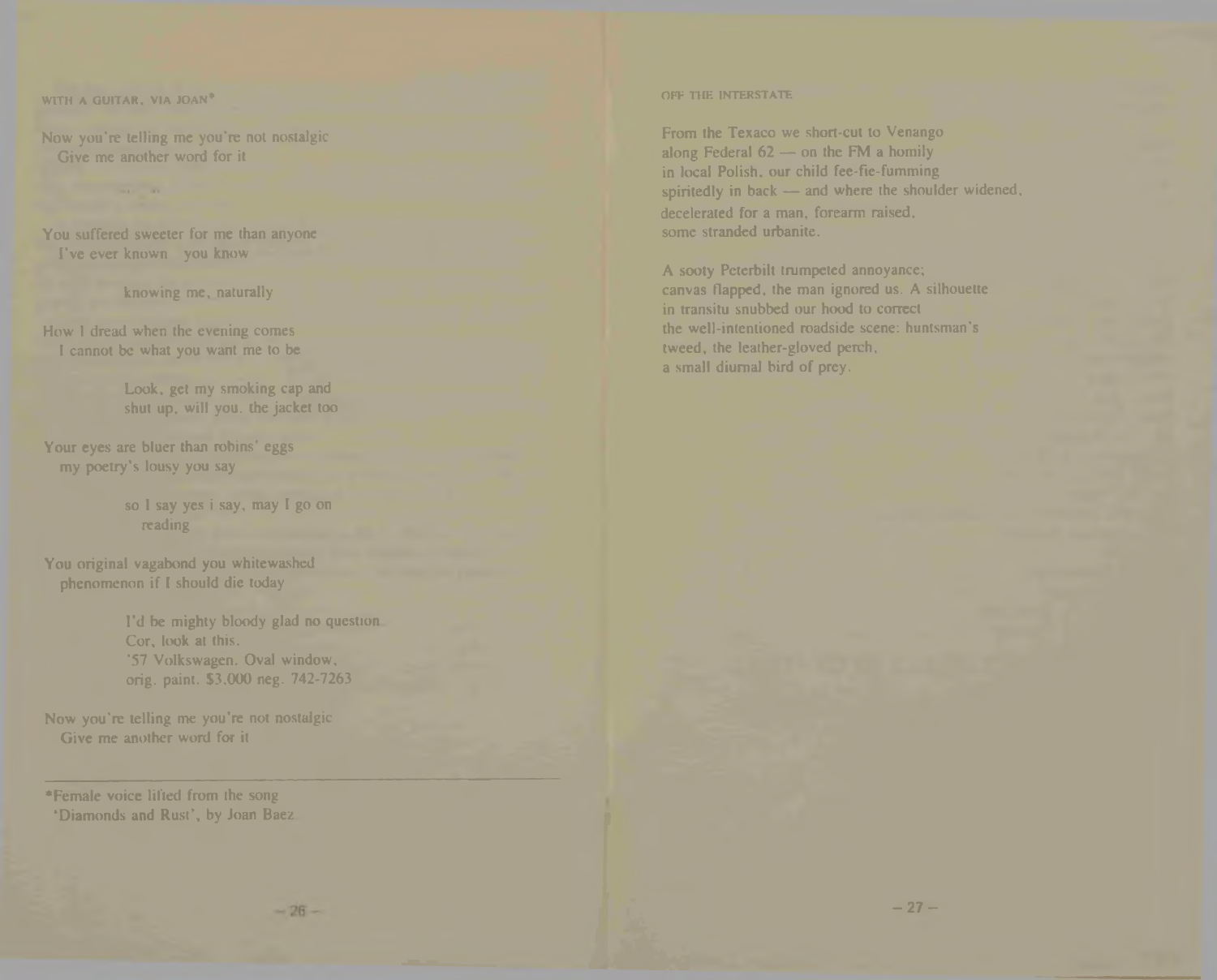## WITH A GUITAR, VIA JOAN*

Now you're telling me you're not nostalgic
  Give me another word for it

You suffered sweeter for me than anyone
  I've ever known  you know

      knowing me, naturally

How I dread when the evening comes
  I cannot be what you want me to be

      Look, get my smoking cap and
      shut up, will you. the jacket too

Your eyes are bluer than robins' eggs
  my poetry's lousy you say

      so I say yes i say, may I go on
        reading

You original vagabond you whitewashed
  phenomenon if I should die today

      I'd be mighty bloody glad no question
      Cor, look at this.
      '57 Volkswagen. Oval window,
      orig. paint. $3,000 neg. 742-7263

Now you're telling me you're not nostalgic
  Give me another word for it

---

*Female voice lifted from the song 'Diamonds and Rust', by Joan Baez.

## OFF THE INTERSTATE

From the Texaco we short-cut to Venango
along Federal 62 — on the FM a homily
in local Polish, our child fee-fie-fumming
spiritedly in back — and where the shoulder widened,
decelerated for a man, forearm raised,
some stranded urbanite.

A sooty Peterbilt trumpeted annoyance;
canvas flapped, the man ignored us. A silhouette
in transitu snubbed our hood to correct
the well-intentioned roadside scene: huntsman's
tweed, the leather-gloved perch,
a small diurnal bird of prey.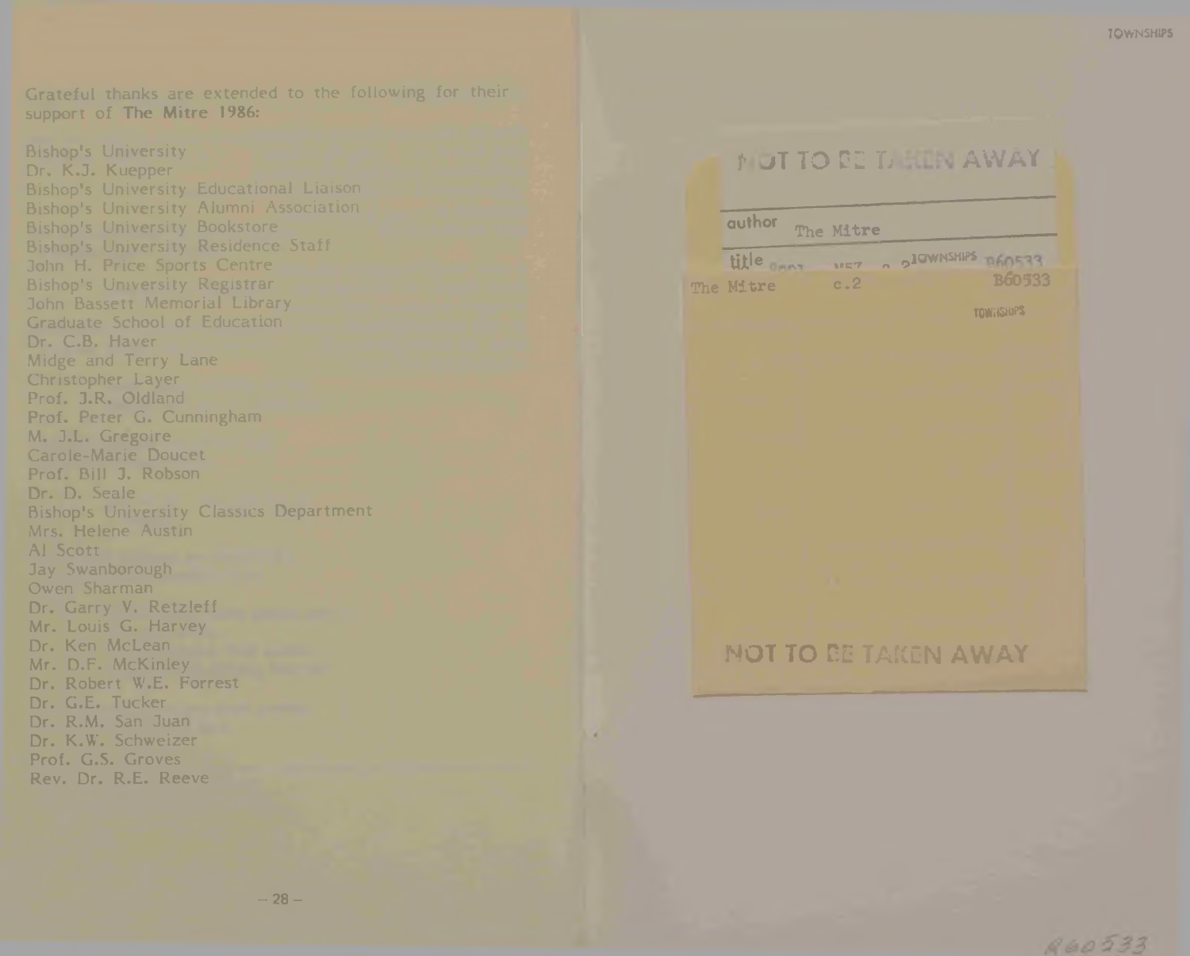Grateful thanks are extended to the following for their support of **The Mitre 1986:**

Bishop's University
Dr. K.J. Kuepper
Bishop's University Educational Liaison
Bishop's University Alumni Association
Bishop's University Bookstore
Bishop's University Residence Staff
John H. Price Sports Centre
Bishop's University Registrar
John Bassett Memorial Library
Graduate School of Education
Dr. C.B. Haver
Midge and Terry Lane
Christopher Layer
Prof. J.R. Oldland
Prof. Peter G. Cunningham
M. J.L. Gregoire
Carole-Marie Doucet
Prof. Bill J. Robson
Dr. D. Seale
Bishop's University Classics Department
Mrs. Helene Austin
Al Scott
Jay Swanborough
Owen Sharman
Dr. Garry V. Retzleff
Mr. Louis G. Harvey
Dr. Ken McLean
Mr. D.F. McKinley
Dr. Robert W.E. Forrest
Dr. G.E. Tucker
Dr. R.M. San Juan
Dr. K.W. Schweizer
Prof. G.S. Groves
Rev. Dr. R.E. Reeve

TOWNSHIPS

NOT TO BE TAKEN AWAY

author The Mitre

title The Mitre c.2 TOWNSHIPS B60533

TOWNSHIPS

NOT TO BE TAKEN AWAY

B60533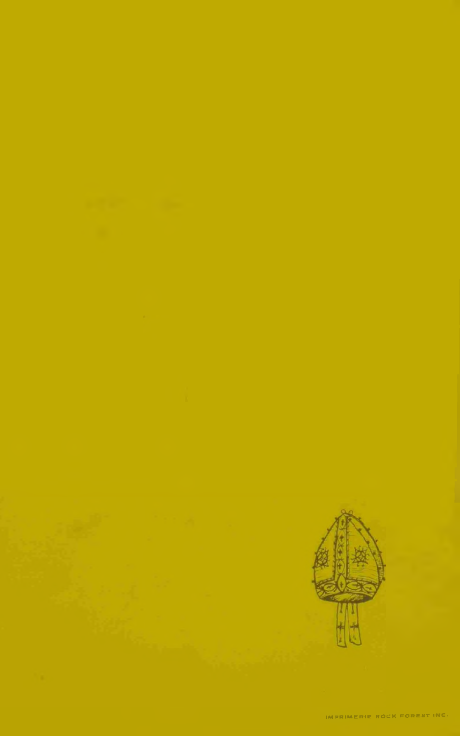IMPRIMERIE ROCK FOREST INC.